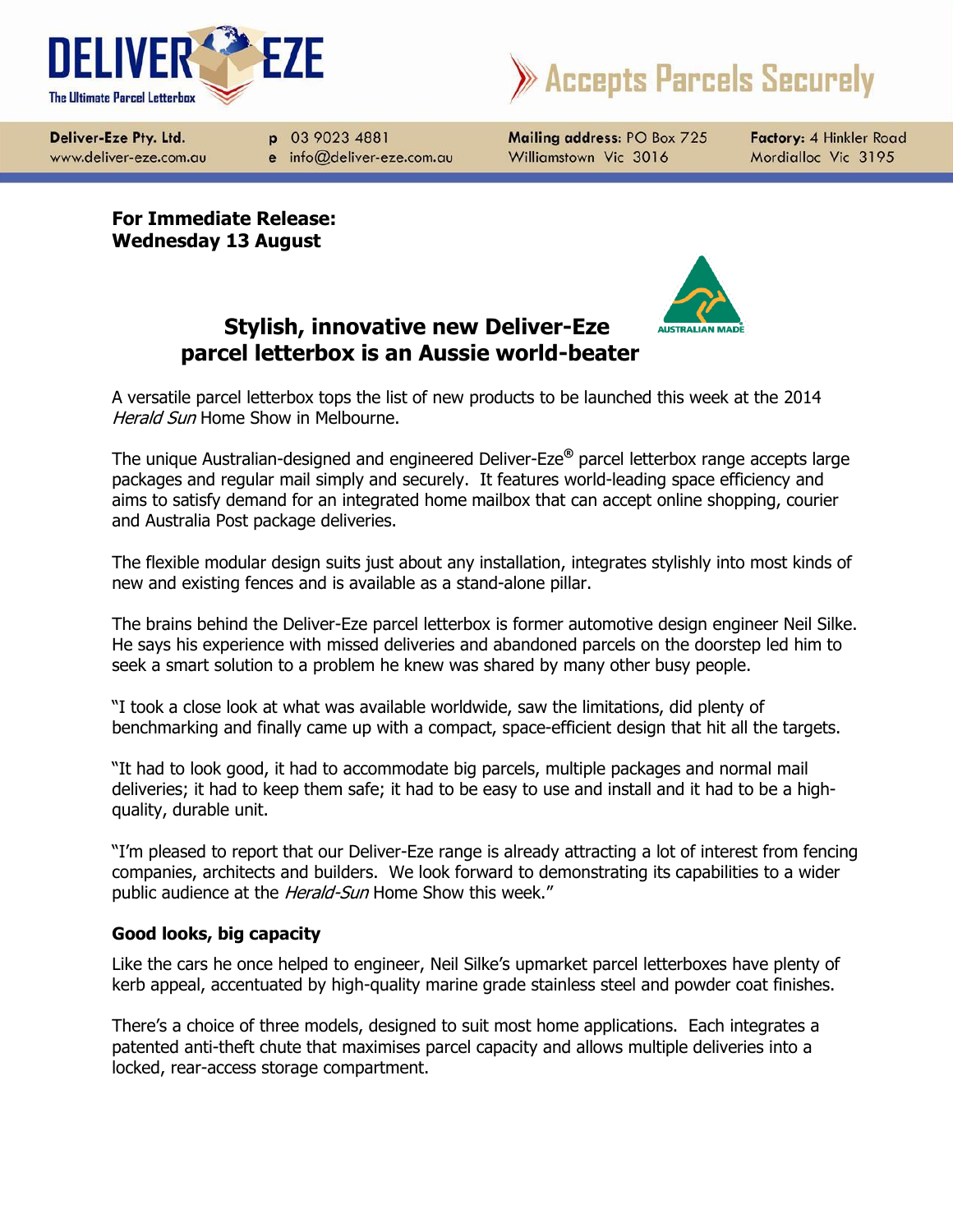**DELIVER-EZE**
The Ultimate Parcel Letterbox

**Accepts Parcels Securely**

**Deliver-Eze Pty. Ltd.**
www.deliver-eze.com.au

**p** 03 9023 4881
**e** info@deliver-eze.com.au

**Mailing address:** PO Box 725
Williamstown Vic 3016

**Factory:** 4 Hinkler Road
Mordialloc Vic 3195

**For Immediate Release:**
**Wednesday 13 August**

AUSTRALIAN MADE

# Stylish, innovative new Deliver-Eze parcel letterbox is an Aussie world-beater

A versatile parcel letterbox tops the list of new products to be launched this week at the 2014 *Herald Sun* Home Show in Melbourne.

The unique Australian-designed and engineered Deliver-Eze® parcel letterbox range accepts large packages and regular mail simply and securely. It features world-leading space efficiency and aims to satisfy demand for an integrated home mailbox that can accept online shopping, courier and Australia Post package deliveries.

The flexible modular design suits just about any installation, integrates stylishly into most kinds of new and existing fences and is available as a stand-alone pillar.

The brains behind the Deliver-Eze parcel letterbox is former automotive design engineer Neil Silke. He says his experience with missed deliveries and abandoned parcels on the doorstep led him to seek a smart solution to a problem he knew was shared by many other busy people.

"I took a close look at what was available worldwide, saw the limitations, did plenty of benchmarking and finally came up with a compact, space-efficient design that hit all the targets.

"It had to look good, it had to accommodate big parcels, multiple packages and normal mail deliveries; it had to keep them safe; it had to be easy to use and install and it had to be a high-quality, durable unit.

"I'm pleased to report that our Deliver-Eze range is already attracting a lot of interest from fencing companies, architects and builders. We look forward to demonstrating its capabilities to a wider public audience at the *Herald-Sun* Home Show this week."

### Good looks, big capacity

Like the cars he once helped to engineer, Neil Silke's upmarket parcel letterboxes have plenty of kerb appeal, accentuated by high-quality marine grade stainless steel and powder coat finishes.

There's a choice of three models, designed to suit most home applications. Each integrates a patented anti-theft chute that maximises parcel capacity and allows multiple deliveries into a locked, rear-access storage compartment.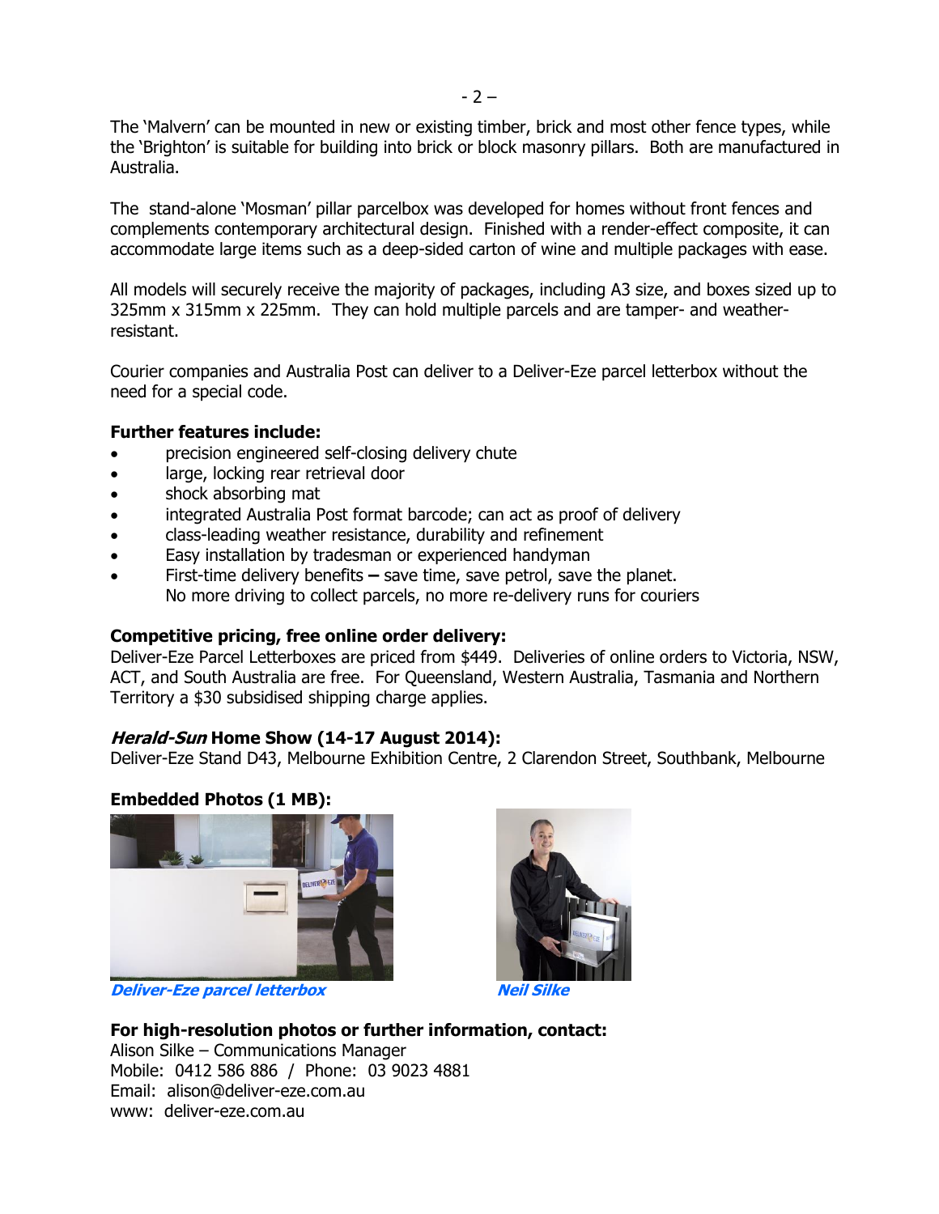The 'Malvern' can be mounted in new or existing timber, brick and most other fence types, while the 'Brighton' is suitable for building into brick or block masonry pillars. Both are manufactured in Australia.

The stand-alone 'Mosman' pillar parcelbox was developed for homes without front fences and complements contemporary architectural design. Finished with a render-effect composite, it can accommodate large items such as a deep-sided carton of wine and multiple packages with ease.

All models will securely receive the majority of packages, including A3 size, and boxes sized up to 325mm x 315mm x 225mm. They can hold multiple parcels and are tamper- and weather-resistant.

Courier companies and Australia Post can deliver to a Deliver-Eze parcel letterbox without the need for a special code.

**Further features include:**

- precision engineered self-closing delivery chute
- large, locking rear retrieval door
- shock absorbing mat
- integrated Australia Post format barcode; can act as proof of delivery
- class-leading weather resistance, durability and refinement
- Easy installation by tradesman or experienced handyman
- First-time delivery benefits **–** save time, save petrol, save the planet.
  No more driving to collect parcels, no more re-delivery runs for couriers

**Competitive pricing, free online order delivery:**
Deliver-Eze Parcel Letterboxes are priced from $449. Deliveries of online orders to Victoria, NSW, ACT, and South Australia are free. For Queensland, Western Australia, Tasmania and Northern Territory a $30 subsidised shipping charge applies.

***Herald-Sun* Home Show (14-17 August 2014):**
Deliver-Eze Stand D43, Melbourne Exhibition Centre, 2 Clarendon Street, Southbank, Melbourne

**Embedded Photos (1 MB):**

***Deliver-Eze parcel letterbox***

***Neil Silke***

**For high-resolution photos or further information, contact:**
Alison Silke – Communications Manager
Mobile: 0412 586 886 / Phone: 03 9023 4881
Email: alison@deliver-eze.com.au
www: deliver-eze.com.au